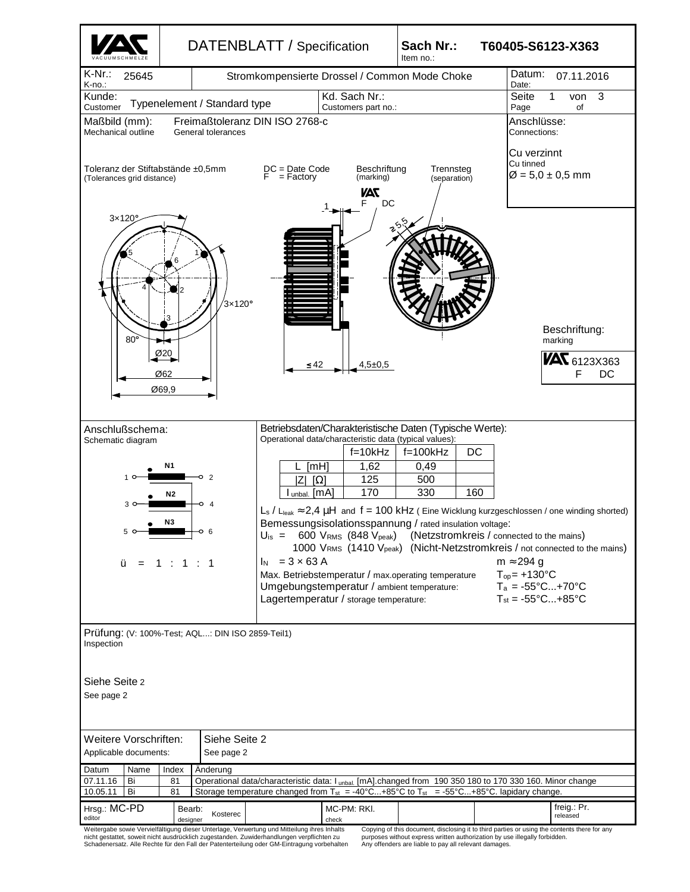# DATENBLATT / Specification

**Sach Nr.:** Item no.: **T60405-S6123-X363**

| K-Nr.: K-no.: 25645 | Stromkompensierte Drossel / Common Mode Choke | Datum: Date: 07.11.2016 |
|---|---|---|
| Kunde: Customer: Typenelement / Standard type | Kd. Sach Nr.: Customers part no.: | Seite 1 von 3 Page of |

**Maßbild (mm):** Mechanical outline — Freimaßtoleranz DIN ISO 2768-c (General tolerances)

**Anschlüsse:** Connections:

Cu verzinnt
Cu tinned
Ø = 5,0 ± 0,5 mm

Toleranz der Stiftabstände ±0,5mm
(Tolerances grid distance)

DC = Date Code
F = Factory

Beschriftung (marking)

Trennsteg (separation)

3×120°, 80°, Ø20, Ø62, Ø69,9, ≤42, 4,5±0,5, 1, ≥5,5

Beschriftung:
marking

VAC 6123X363
F DC

## Anschlußschema:
Schematic diagram

N1: 1 – 2
N2: 3 – 4
N3: 5 – 6

ü = 1 : 1 : 1

## Betriebsdaten/Charakteristische Daten (Typische Werte):
Operational data/characteristic data (typical values):

| | f=10kHz | f=100kHz | DC |
|---|---|---|---|
| L [mH] | 1,62 | 0,49 | |
| \|Z\| [Ω] | 125 | 500 | |
| $I_{unbal.}$ [mA] | 170 | 330 | 160 |

$L_s$ / $L_{leak}$ ≈ 2,4 µH and f = 100 kHz ( Eine Wicklung kurzgeschlossen / one winding shorted)

Bemessungsisolationsspannung / rated insulation voltage:

$U_{is}$ = 600 $V_{RMS}$ (848 $V_{peak}$) (Netzstromkreis / connected to the mains)
1000 $V_{RMS}$ (1410 $V_{peak}$) (Nicht-Netzstromkreis / not connected to the mains)

$I_N$ = 3 × 63 A — m ≈ 294 g

Max. Betriebstemperatur / max.operating temperature — $T_{op}$ = +130°C
Umgebungstemperatur / ambient temperature: — $T_a$ = -55°C...+70°C
Lagertemperatur / storage temperature: — $T_{st}$ = -55°C...+85°C

## Prüfung: (V: 100%-Test; AQL...: DIN ISO 2859-Teil1)
Inspection

Siehe Seite 2
See page 2

**Weitere Vorschriften:** Applicable documents: — Siehe Seite 2 / See page 2

| Datum | Name | Index | Änderung |
|---|---|---|---|
| 07.11.16 | Bi | 81 | Operational data/characteristic data: $I_{unbal.}$ [mA].changed from 190 350 180 to 170 330 160. Minor change |
| 10.05.11 | Bi | 81 | Storage temperature changed from $T_{st}$ = -40°C...+85°C to $T_{st}$ = -55°C...+85°C. lapidary change. |

| Hrsg.: MC-PD editor | Bearb: designer Kosterec | MC-PM: RKl. check | freig.: Pr. released |
|---|---|---|---|

Weitergabe sowie Vervielfältigung dieser Unterlage, Verwertung und Mitteilung ihres Inhalts nicht gestattet, soweit nicht ausdrücklich zugestanden. Zuwiderhandlungen verpflichten zu Schadenersatz. Alle Rechte für den Fall der Patenterteilung oder GM-Eintragung vorbehalten

Copying of this document, disclosing it to third parties or using the contents there for any purposes without express written authorization by use illegally forbidden. Any offenders are liable to pay all relevant damages.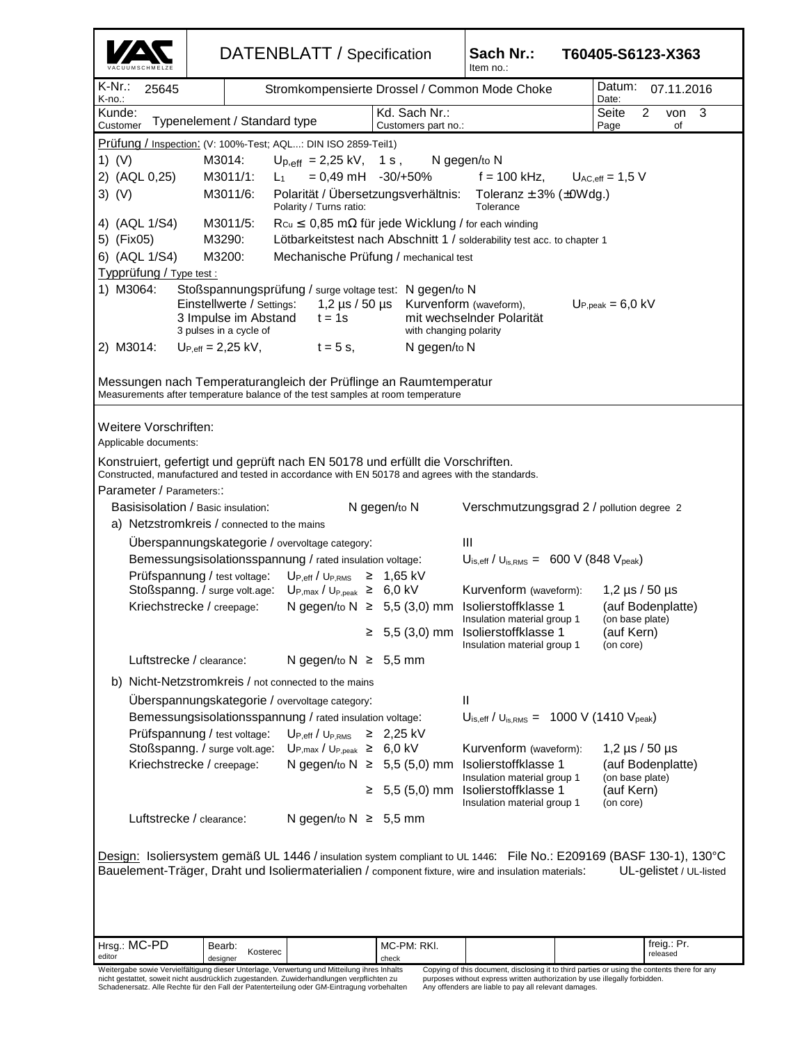| VACUUMSCHMELZE | DATENBLATT / Specification | Sach Nr.: Item no.: | T60405-S6123-X363 |
|---|---|---|---|

| K-Nr.: K-no.: 25645 | Stromkompensierte Drossel / Common Mode Choke | Datum: Date: 07.11.2016 |
|---|---|---|
| Kunde: Customer Typenelement / Standard type | Kd. Sach Nr.: Customers part no.: | |

**Prüfung / Inspection: (V: 100%-Test; AQL...: DIN ISO 2859-Teil1)**

1) (V) M3014: $U_{p,eff}$ = 2,25 kV, 1 s , N gegen/to N

2) (AQL 0,25) M3011/1: $L_1$ = 0,49 mH -30/+50% f = 100 kHz, $U_{AC,eff}$ = 1,5 V

3) (V) M3011/6: Polarität / Übersetzungsverhältnis: Polarity / Turns ratio: Toleranz ± 3% (±0Wdg.) Tolerance

4) (AQL 1/S4) M3011/5: $R_{Cu}$ ≤ 0,85 mΩ für jede Wicklung / for each winding

5) (Fix05) M3290: Lötbarkeitstest nach Abschnitt 1 / solderability test acc. to chapter 1

6) (AQL 1/S4) M3200: Mechanische Prüfung / mechanical test

**Typprüfung / Type test :**

1) M3064: Stoßspannungsprüfung / surge voltage test: N gegen/to N
Einstellwerte / Settings: 1,2 µs / 50 µs Kurvenform (waveform), $U_{P,peak}$ = 6,0 kV
3 Impulse im Abstand / 3 pulses in a cycle of t = 1s mit wechselnder Polarität / with changing polarity

2) M3014: $U_{P,eff}$ = 2,25 kV, t = 5 s, N gegen/to N

Messungen nach Temperaturangleich der Prüflinge an Raumtemperatur
Measurements after temperature balance of the test samples at room temperature

Weitere Vorschriften:
Applicable documents:

Konstruiert, gefertigt und geprüft nach EN 50178 und erfüllt die Vorschriften.
Constructed, manufactured and tested in accordance with EN 50178 and agrees with the standards.

Parameter / Parameters::

Basisisolation / Basic insulation: N gegen/to N Verschmutzungsgrad 2 / pollution degree 2

a) Netzstromkreis / connected to the mains

- Überspannungskategorie / overvoltage category: III
- Bemessungsisolationsspannung / rated insulation voltage: $U_{is,eff}$ / $U_{is,RMS}$ = 600 V (848 $V_{peak}$)
- Prüfspannung / test voltage: $U_{P,eff}$ / $U_{P,RMS}$ ≥ 1,65 kV
- Stoßspanng. / surge volt.age: $U_{P,max}$ / $U_{P,peak}$ ≥ 6,0 kV Kurvenform (waveform): 1,2 µs / 50 µs
- Kriechstrecke / creepage: N gegen/to N ≥ 5,5 (3,0) mm Isolierstoffklasse 1 / Insulation material group 1 (auf Bodenplatte) (on base plate)
  ≥ 5,5 (3,0) mm Isolierstoffklasse 1 / Insulation material group 1 (auf Kern) (on core)
- Luftstrecke / clearance: N gegen/to N ≥ 5,5 mm

b) Nicht-Netzstromkreis / not connected to the mains

- Überspannungskategorie / overvoltage category: II
- Bemessungsisolationsspannung / rated insulation voltage: $U_{is,eff}$ / $U_{is,RMS}$ = 1000 V (1410 $V_{peak}$)
- Prüfspannung / test voltage: $U_{P,eff}$ / $U_{P,RMS}$ ≥ 2,25 kV
- Stoßspanng. / surge volt.age: $U_{P,max}$ / $U_{P,peak}$ ≥ 6,0 kV Kurvenform (waveform): 1,2 µs / 50 µs
- Kriechstrecke / creepage: N gegen/to N ≥ 5,5 (5,0) mm Isolierstoffklasse 1 / Insulation material group 1 (auf Bodenplatte) (on base plate)
  ≥ 5,5 (5,0) mm Isolierstoffklasse 1 / Insulation material group 1 (auf Kern) (on core)
- Luftstrecke / clearance: N gegen/to N ≥ 5,5 mm

Design: Isoliersystem gemäß UL 1446 / insulation system compliant to UL 1446: File No.: E209169 (BASF 130-1), 130°C
Bauelement-Träger, Draht und Isoliermaterialien / component fixture, wire and insulation materials: UL-gelistet / UL-listed

| Hrsg.: MC-PD editor | Bearb: designer Kosterec | | MC-PM: RKl. check | | | freig.: Pr. released |
|---|---|---|---|---|---|---|

Weitergabe sowie Vervielfältigung dieser Unterlage, Verwertung und Mitteilung ihres Inhalts nicht gestattet, soweit nicht ausdrücklich zugestanden. Zuwiderhandlungen verpflichten zu Schadenersatz. Alle Rechte für den Fall der Patenterteilung oder GM-Eintragung vorbehalten

Copying of this document, disclosing it to third parties or using the contents there for any purposes without express written authorization by use illegally forbidden. Any offenders are liable to pay all relevant damages.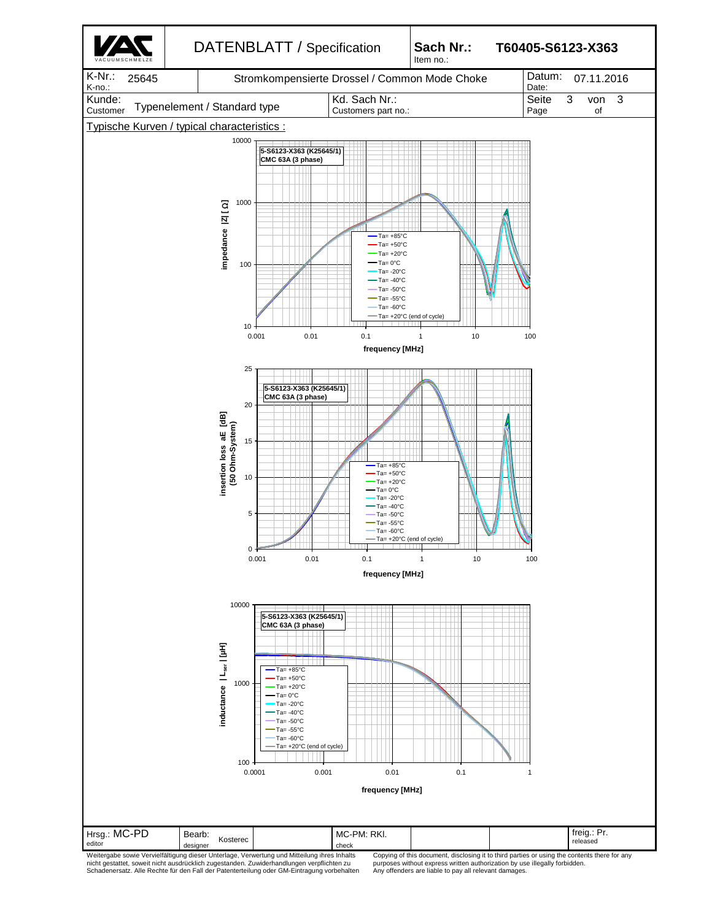| | | | |
|---|---|---|---|
| VACUUMSCHMELZE | DATENBLATT / Specification | Sach Nr.: Item no.: | T60405-S6123-X363 |
| K-Nr.: K-no.: 25645 | Stromkompensierte Drossel / Common Mode Choke | | Datum: Date: 07.11.2016 |
| Kunde: Customer Typenelement / Standard type | Kd. Sach Nr.: Customers part no.: | | Seite Page 3 von of 3 |

Typische Kurven / typical characteristics :

5-S6123-X363 (K25645/1)
CMC 63A (3 phase)

impedance |Z| [Ω]

10000
1000
100
10

0.001 0.01 0.1 1 10 100

frequency [MHz]

Ta= +85°C
Ta= +50°C
Ta= +20°C
Ta= 0°C
Ta= -20°C
Ta= -40°C
Ta= -50°C
Ta= -55°C
Ta= -60°C
Ta= +20°C (end of cycle)

5-S6123-X363 (K25645/1)
CMC 63A (3 phase)

insertion loss aE [dB]
(50 Ohm-System)

25
20
15
10
5
0

0.001 0.01 0.1 1 10 100

frequency [MHz]

Ta= +85°C
Ta= +50°C
Ta= +20°C
Ta= 0°C
Ta= -20°C
Ta= -40°C
Ta= -50°C
Ta= -55°C
Ta= -60°C
Ta= +20°C (end of cycle)

5-S6123-X363 (K25645/1)
CMC 63A (3 phase)

inductance | $L_{ser}$ | [µH]

10000
1000
100

0.0001 0.001 0.01 0.1 1

frequency [MHz]

Ta= +85°C
Ta= +50°C
Ta= +20°C
Ta= 0°C
Ta= -20°C
Ta= -40°C
Ta= -50°C
Ta= -55°C
Ta= -60°C
Ta= +20°C (end of cycle)

| | | | | | |
|---|---|---|---|---|---|
| Hrsg.: MC-PD editor | Bearb: designer Kosterec | | MC-PM: RKl. check | | freig.: Pr. released |

Weitergabe sowie Vervielfältigung dieser Unterlage, Verwertung und Mitteilung ihres Inhalts nicht gestattet, soweit nicht ausdrücklich zugestanden. Zuwiderhandlungen verpflichten zu Schadenersatz. Alle Rechte für den Fall der Patenterteilung oder GM-Eintragung vorbehalten

Copying of this document, disclosing it to third parties or using the contents there for any purposes without express written authorization by use illegally forbidden. Any offenders are liable to pay all relevant damages.